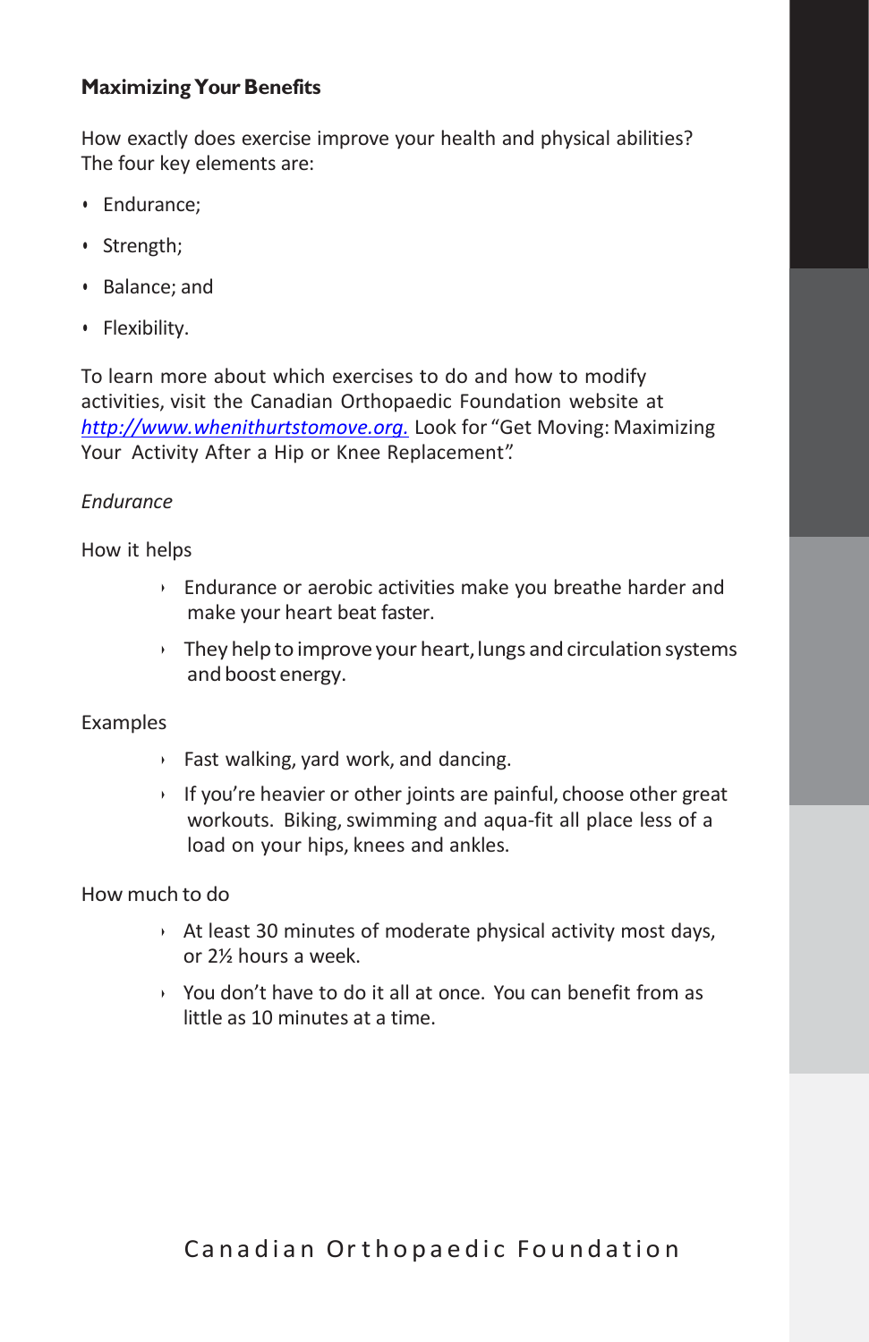## Maximizing Your Benefits

How exactly does exercise improve your health and physical abilities? The four key elements are:

- Endurance;
- Strength;
- Balance; and
- Flexibility.

To learn more about which exercises to do and how to modify activities, visit the Canadian Orthopaedic Foundation website at [http://www.whenithurtstomove.org.](http://www.whenithurtstomove.org) Look for "Get Moving: Maximizing Your Activity After a Hip or Knee Replacement".

### *Endurance*

How it helps

- Endurance or aerobic activities make you breathe harder and make your heart beat faster.
- They help to improve your heart, lungs and circulation systems and boost energy.

Examples

- Fast walking, yard work, and dancing.
- If you're heavier or other joints are painful, choose other great workouts. Biking, swimming and aqua-fit all place less of a load on your hips, knees and ankles.

How much to do

- At least 30 minutes of moderate physical activity most days, or 2½ hours a week.
- You don't have to do it all at once. You can benefit from as little as 10 minutes at a time.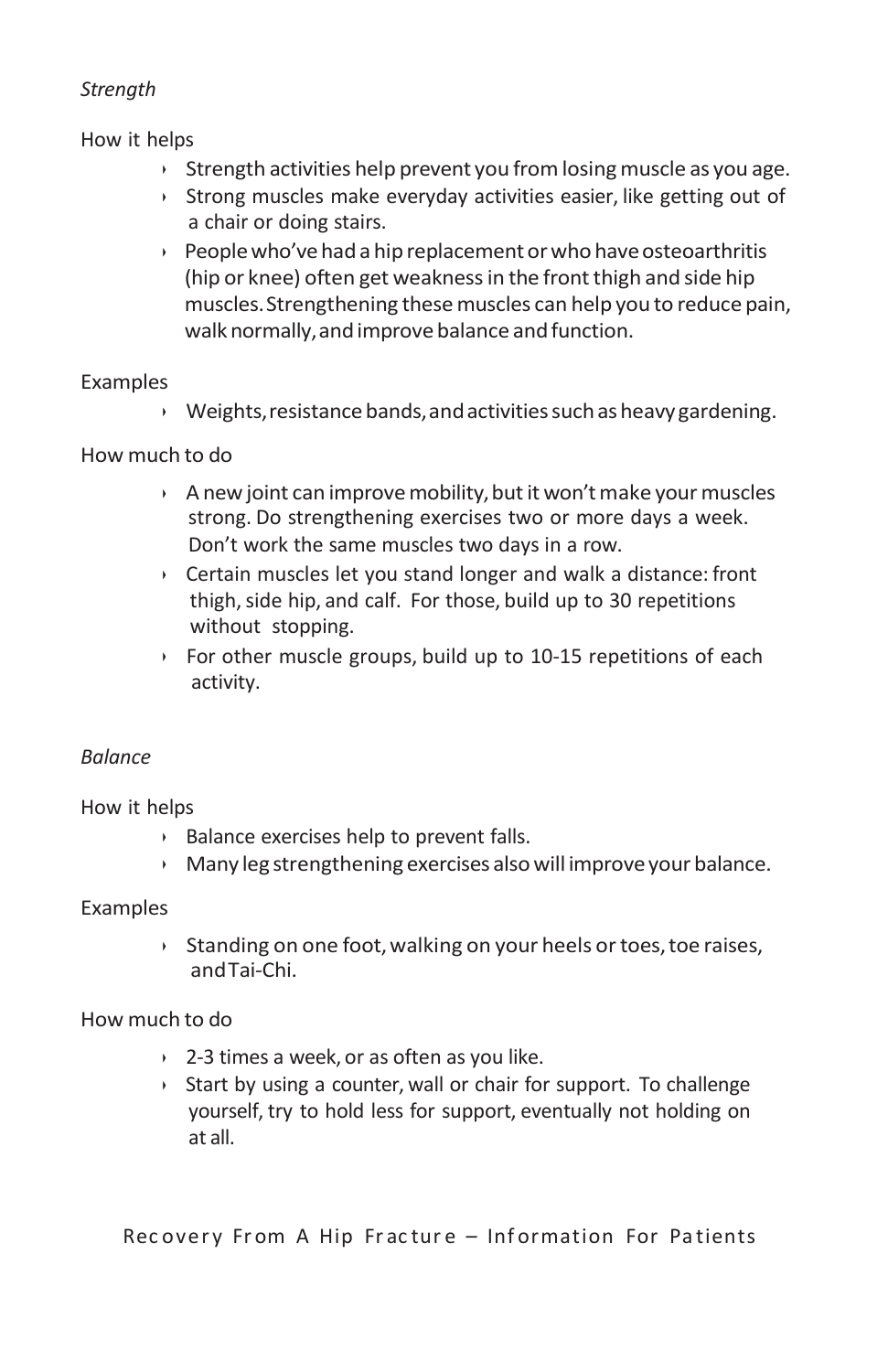*Strength*

How it helps

- Strength activities help prevent you from losing muscle as you age.
- Strong muscles make everyday activities easier, like getting out of a chair or doing stairs.
- People who've had a hip replacement or who have osteoarthritis (hip or knee) often get weakness in the front thigh and side hip muscles. Strengthening these muscles can help you to reduce pain, walk normally, and improve balance and function.

Examples

- Weights, resistance bands, and activities such as heavy gardening.

How much to do

- A new joint can improve mobility, but it won't make your muscles strong. Do strengthening exercises two or more days a week. Don't work the same muscles two days in a row.
- Certain muscles let you stand longer and walk a distance: front thigh, side hip, and calf. For those, build up to 30 repetitions without stopping.
- For other muscle groups, build up to 10-15 repetitions of each activity.

*Balance*

How it helps

- Balance exercises help to prevent falls.
- Many leg strengthening exercises also will improve your balance.

Examples

- Standing on one foot, walking on your heels or toes, toe raises, and Tai-Chi.

How much to do

- 2-3 times a week, or as often as you like.
- Start by using a counter, wall or chair for support. To challenge yourself, try to hold less for support, eventually not holding on at all.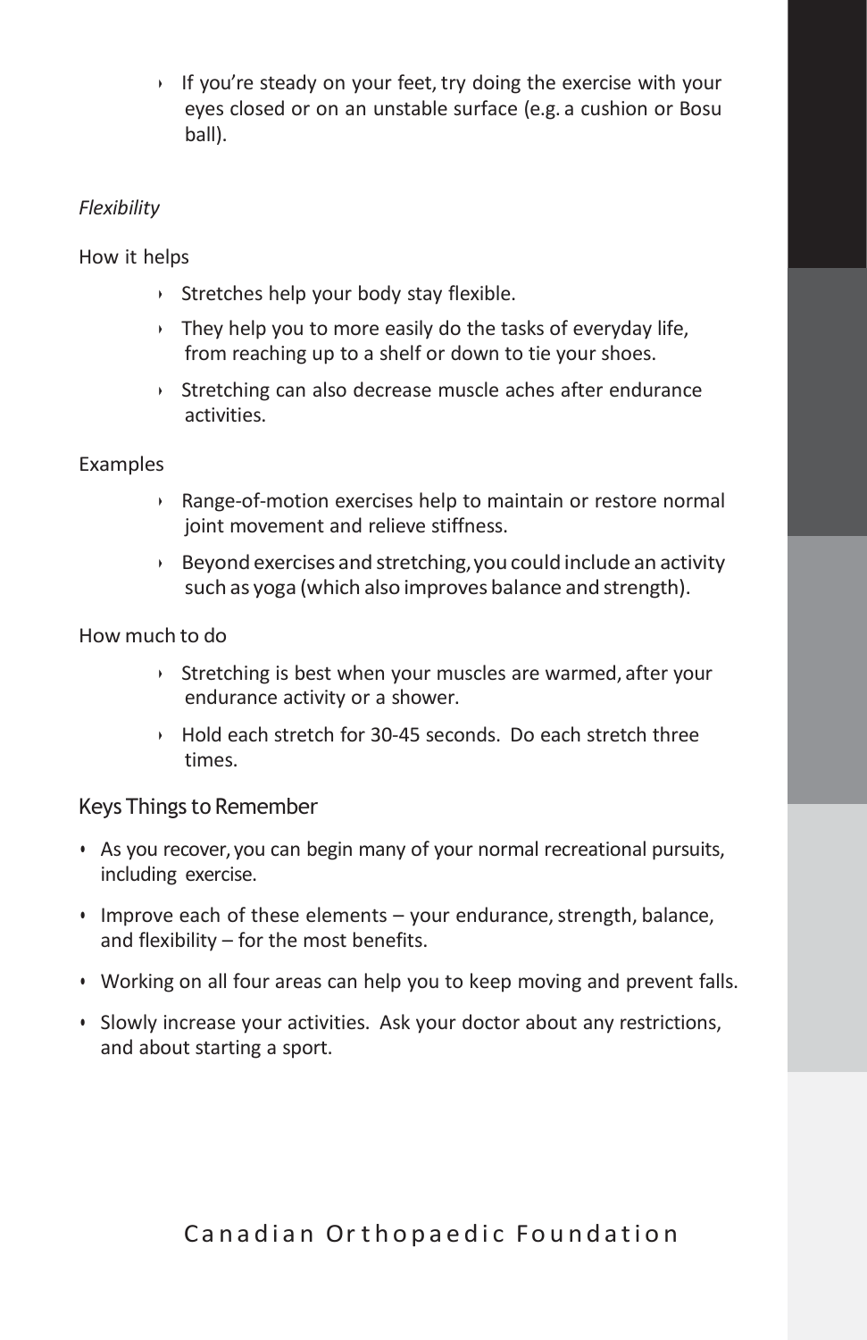- If you're steady on your feet, try doing the exercise with your eyes closed or on an unstable surface (e.g. a cushion or Bosu ball).

*Flexibility*

How it helps

- Stretches help your body stay flexible.
- They help you to more easily do the tasks of everyday life, from reaching up to a shelf or down to tie your shoes.
- Stretching can also decrease muscle aches after endurance activities.

Examples

- Range-of-motion exercises help to maintain or restore normal joint movement and relieve stiffness.
- Beyond exercises and stretching, you could include an activity such as yoga (which also improves balance and strength).

How much to do

- Stretching is best when your muscles are warmed, after your endurance activity or a shower.
- Hold each stretch for 30-45 seconds. Do each stretch three times.

## Keys Things to Remember

- As you recover, you can begin many of your normal recreational pursuits, including exercise.
- Improve each of these elements – your endurance, strength, balance, and flexibility – for the most benefits.
- Working on all four areas can help you to keep moving and prevent falls.
- Slowly increase your activities. Ask your doctor about any restrictions, and about starting a sport.